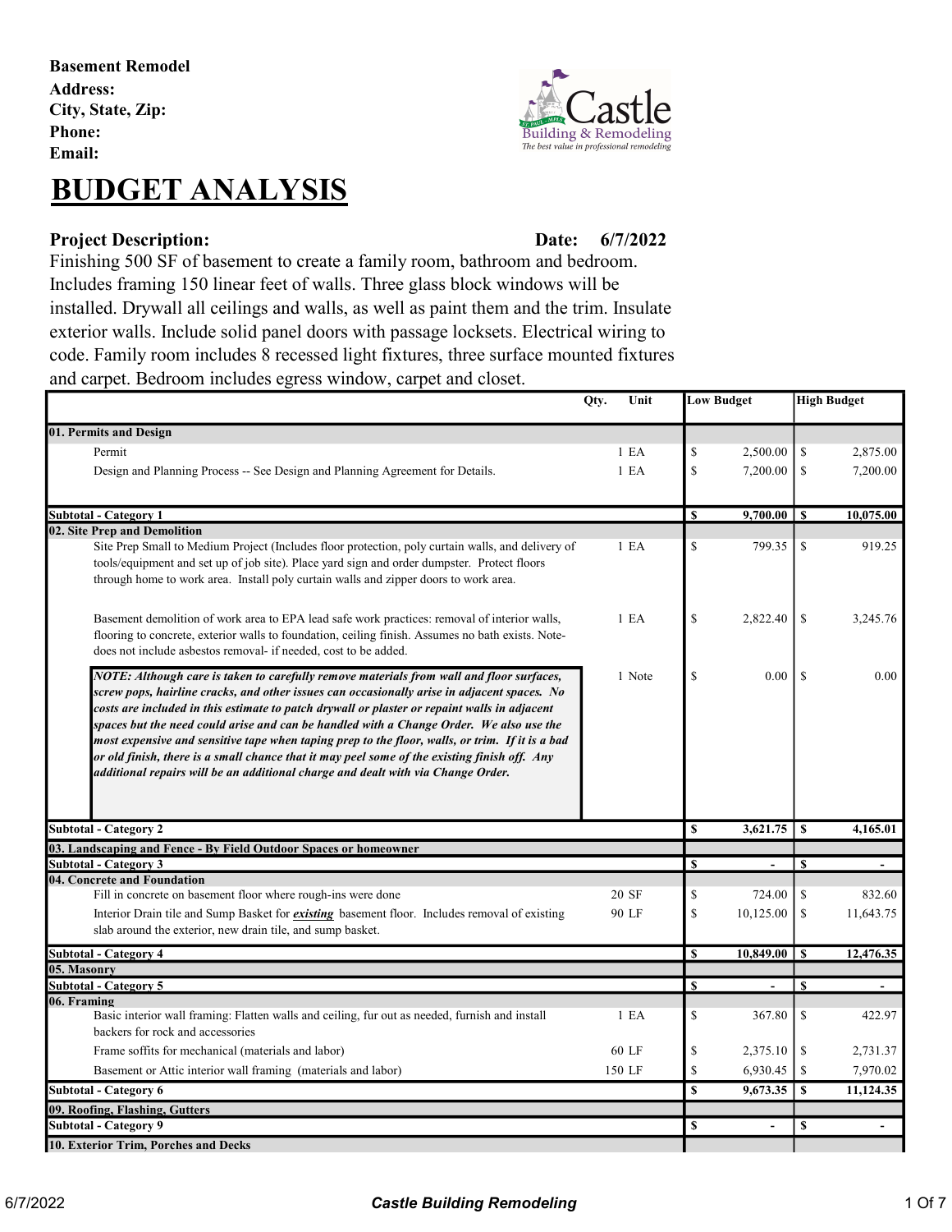**Basement Remodel**
**Address:**
**City, State, Zip:**
**Phone:**
**Email:**

# BUDGET ANALYSIS

**Project Description:** **Date: 6/7/2022**

Finishing 500 SF of basement to create a family room, bathroom and bedroom. Includes framing 150 linear feet of walls. Three glass block windows will be installed. Drywall all ceilings and walls, as well as paint them and the trim. Insulate exterior walls. Include solid panel doors with passage locksets. Electrical wiring to code. Family room includes 8 recessed light fixtures, three surface mounted fixtures and carpet. Bedroom includes egress window, carpet and closet.

| | Qty. | Unit | Low Budget | High Budget |
|---|---|---|---|---|
| **01. Permits and Design** | | | | |
| Permit | 1 | EA | $ 2,500.00 | $ 2,875.00 |
| Design and Planning Process -- See Design and Planning Agreement for Details. | 1 | EA | $ 7,200.00 | $ 7,200.00 |
| **Subtotal - Category 1** | | | **$ 9,700.00** | **$ 10,075.00** |
| **02. Site Prep and Demolition** | | | | |
| Site Prep Small to Medium Project (Includes floor protection, poly curtain walls, and delivery of tools/equipment and set up of job site). Place yard sign and order dumpster. Protect floors through home to work area. Install poly curtain walls and zipper doors to work area. | 1 | EA | $ 799.35 | $ 919.25 |
| Basement demolition of work area to EPA lead safe work practices: removal of interior walls, flooring to concrete, exterior walls to foundation, ceiling finish. Assumes no bath exists. Note- does not include asbestos removal- if needed, cost to be added. | 1 | EA | $ 2,822.40 | $ 3,245.76 |
| ***NOTE: Although care is taken to carefully remove materials from wall and floor surfaces, screw pops, hairline cracks, and other issues can occasionally arise in adjacent spaces. No costs are included in this estimate to patch drywall or plaster or repaint walls in adjacent spaces but the need could arise and can be handled with a Change Order. We also use the most expensive and sensitive tape when taping prep to the floor, walls, or trim. If it is a bad or old finish, there is a small chance that it may peel some of the existing finish off. Any additional repairs will be an additional charge and dealt with via Change Order.*** | 1 | Note | $ 0.00 | $ 0.00 |
| **Subtotal - Category 2** | | | **$ 3,621.75** | **$ 4,165.01** |
| **03. Landscaping and Fence - By Field Outdoor Spaces or homeowner** | | | | |
| **Subtotal - Category 3** | | | **$ -** | **$ -** |
| **04. Concrete and Foundation** | | | | |
| Fill in concrete on basement floor where rough-ins were done | 20 | SF | $ 724.00 | $ 832.60 |
| Interior Drain tile and Sump Basket for ***existing*** basement floor. Includes removal of existing slab around the exterior, new drain tile, and sump basket. | 90 | LF | $ 10,125.00 | $ 11,643.75 |
| **Subtotal - Category 4** | | | **$ 10,849.00** | **$ 12,476.35** |
| **05. Masonry** | | | | |
| **Subtotal - Category 5** | | | **$ -** | **$ -** |
| **06. Framing** | | | | |
| Basic interior wall framing: Flatten walls and ceiling, fur out as needed, furnish and install backers for rock and accessories | 1 | EA | $ 367.80 | $ 422.97 |
| Frame soffits for mechanical (materials and labor) | 60 | LF | $ 2,375.10 | $ 2,731.37 |
| Basement or Attic interior wall framing (materials and labor) | 150 | LF | $ 6,930.45 | $ 7,970.02 |
| **Subtotal - Category 6** | | | **$ 9,673.35** | **$ 11,124.35** |
| **09. Roofing, Flashing, Gutters** | | | | |
| **Subtotal - Category 9** | | | **$ -** | **$ -** |
| **10. Exterior Trim, Porches and Decks** | | | | |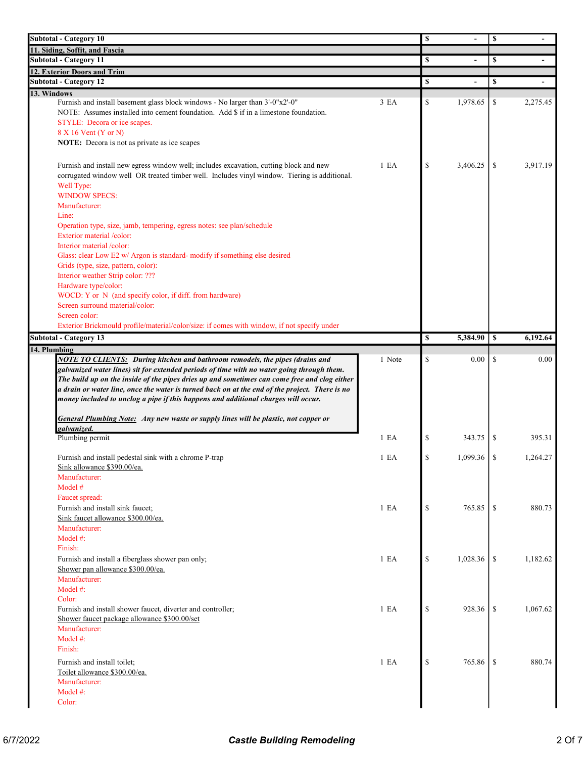| Description | Qty | Cost | Price |
|---|---|---|---|
| **Subtotal - Category 10** | | **$ -** | **$ -** |
| **11. Siding, Soffit, and Fascia** | | | |
| **Subtotal - Category 11** | | **$ -** | **$ -** |
| **12. Exterior Doors and Trim** | | | |
| **Subtotal - Category 12** | | **$ -** | **$ -** |
| **13. Windows** | | | |
| Furnish and install basement glass block windows - No larger than 3'-0"x2'-0"<br>NOTE: Assumes installed into cement foundation. Add $ if in a limestone foundation.<br>STYLE: Decora or ice scapes.<br>8 X 16 Vent (Y or N)<br>**NOTE:** Decora is not as private as ice scapes | 3 EA | $ 1,978.65 | $ 2,275.45 |
| Furnish and install new egress window well; includes excavation, cutting block and new corrugated window well OR treated timber well. Includes vinyl window. Tiering is additional.<br>Well Type:<br>WINDOW SPECS:<br>Manufacturer:<br>Line:<br>Operation type, size, jamb, tempering, egress notes: see plan/schedule<br>Exterior material /color:<br>Interior material /color:<br>Glass: clear Low E2 w/ Argon is standard- modify if something else desired<br>Grids (type, size, pattern, color):<br>Interior weather Strip color: ???<br>Hardware type/color:<br>WOCD: Y or N (and specify color, if diff. from hardware)<br>Screen surround material/color:<br>Screen color:<br>Exterior Brickmould profile/material/color/size: if comes with window, if not specify under | 1 EA | $ 3,406.25 | $ 3,917.19 |
| **Subtotal - Category 13** | | **$ 5,384.90** | **$ 6,192.64** |
| **14. Plumbing** | | | |
| ***NOTE TO CLIENTS:*** ***During kitchen and bathroom remodels, the pipes (drains and galvanized water lines) sit for extended periods of time with no water going through them. The build up on the inside of the pipes dries up and sometimes can come free and clog either a drain or water line, once the water is turned back on at the end of the project. There is no money included to unclog a pipe if this happens and additional charges will occur.***<br><br>***General Plumbing Note:*** ***Any new waste or supply lines will be plastic, not copper or galvanized.*** | 1 Note | $ 0.00 | $ 0.00 |
| Plumbing permit | 1 EA | $ 343.75 | $ 395.31 |
| Furnish and install pedestal sink with a chrome P-trap<br>Sink allowance $390.00/ea.<br>Manufacturer:<br>Model #<br>Faucet spread: | 1 EA | $ 1,099.36 | $ 1,264.27 |
| Furnish and install sink faucet;<br>Sink faucet allowance $300.00/ea.<br>Manufacturer:<br>Model #:<br>Finish: | 1 EA | $ 765.85 | $ 880.73 |
| Furnish and install a fiberglass shower pan only;<br>Shower pan allowance $300.00/ea.<br>Manufacturer:<br>Model #:<br>Color: | 1 EA | $ 1,028.36 | $ 1,182.62 |
| Furnish and install shower faucet, diverter and controller;<br>Shower faucet package allowance $300.00/set<br>Manufacturer:<br>Model #:<br>Finish: | 1 EA | $ 928.36 | $ 1,067.62 |
| Furnish and install toilet;<br>Toilet allowance $300.00/ea.<br>Manufacturer:<br>Model #:<br>Color: | 1 EA | $ 765.86 | $ 880.74 |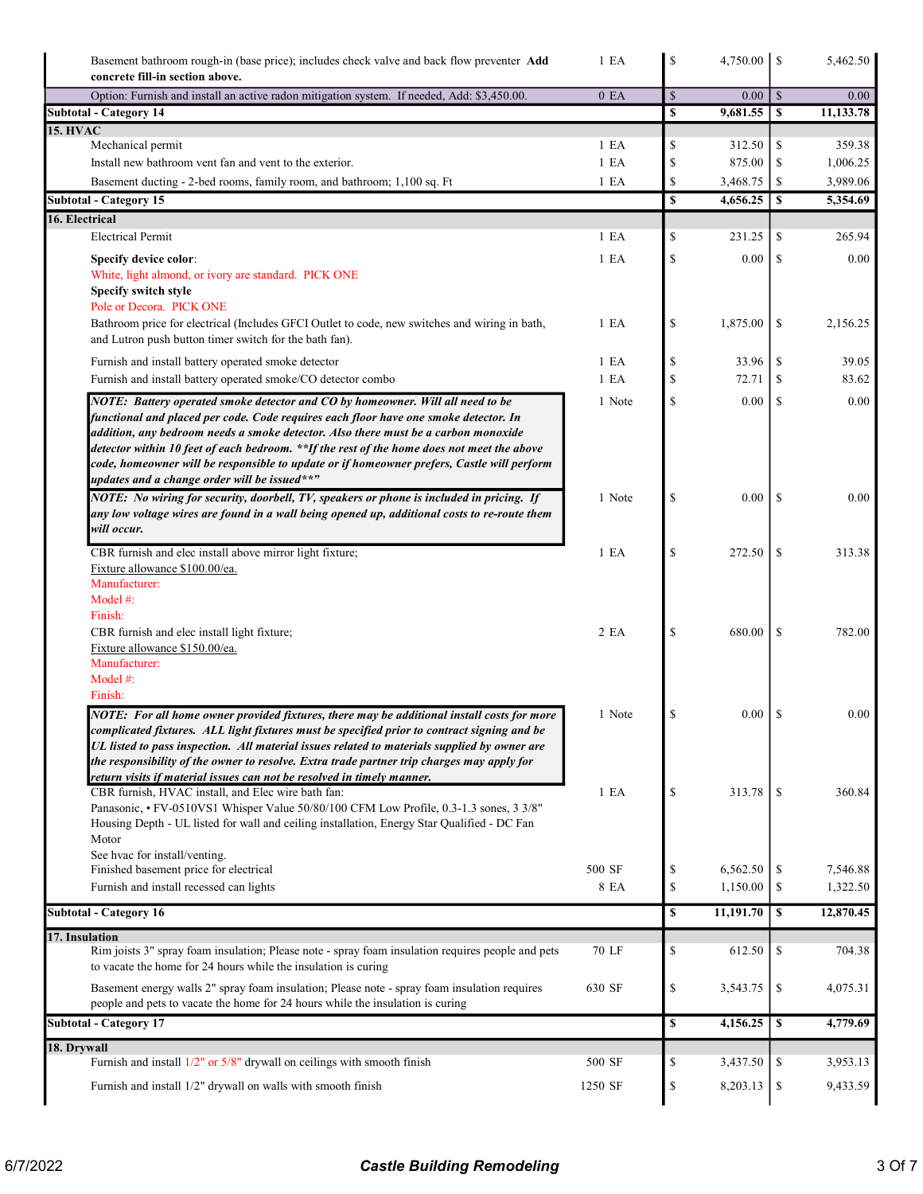| Description | Qty | Cost | Price |
|---|---|---|---|
| Basement bathroom rough-in (base price); includes check valve and back flow preventer **Add concrete fill-in section above.** | 1 EA | $ 4,750.00 | $ 5,462.50 |
| Option: Furnish and install an active radon mitigation system. If needed, Add: $3,450.00. | 0 EA | $ 0.00 | $ 0.00 |
| **Subtotal - Category 14** | | **$ 9,681.55** | **$ 11,133.78** |
| **15. HVAC** | | | |
| Mechanical permit | 1 EA | $ 312.50 | $ 359.38 |
| Install new bathroom vent fan and vent to the exterior. | 1 EA | $ 875.00 | $ 1,006.25 |
| Basement ducting - 2-bed rooms, family room, and bathroom; 1,100 sq. Ft | 1 EA | $ 3,468.75 | $ 3,989.06 |
| **Subtotal - Category 15** | | **$ 4,656.25** | **$ 5,354.69** |
| **16. Electrical** | | | |
| Electrical Permit | 1 EA | $ 231.25 | $ 265.94 |
| **Specify device color**: White, light almond, or ivory are standard. PICK ONE **Specify switch style** Pole or Decora. PICK ONE | 1 EA | $ 0.00 | $ 0.00 |
| Bathroom price for electrical (Includes GFCI Outlet to code, new switches and wiring in bath, and Lutron push button timer switch for the bath fan). | 1 EA | $ 1,875.00 | $ 2,156.25 |
| Furnish and install battery operated smoke detector | 1 EA | $ 33.96 | $ 39.05 |
| Furnish and install battery operated smoke/CO detector combo | 1 EA | $ 72.71 | $ 83.62 |
| ***NOTE: Battery operated smoke detector and CO by homeowner. Will all need to be functional and placed per code. Code requires each floor have one smoke detector. In addition, any bedroom needs a smoke detector. Also there must be a carbon monoxide detector within 10 feet of each bedroom. **If the rest of the home does not meet the above code, homeowner will be responsible to update or if homeowner prefers, Castle will perform updates and a change order will be issued**"*** | 1 Note | $ 0.00 | $ 0.00 |
| ***NOTE: No wiring for security, doorbell, TV, speakers or phone is included in pricing. If any low voltage wires are found in a wall being opened up, additional costs to re-route them will occur.*** | 1 Note | $ 0.00 | $ 0.00 |
| CBR furnish and elec install above mirror light fixture; Fixture allowance $100.00/ea. Manufacturer: Model #: Finish: | 1 EA | $ 272.50 | $ 313.38 |
| CBR furnish and elec install light fixture; Fixture allowance $150.00/ea. Manufacturer: Model #: Finish: | 2 EA | $ 680.00 | $ 782.00 |
| ***NOTE: For all home owner provided fixtures, there may be additional install costs for more complicated fixtures. ALL light fixtures must be specified prior to contract signing and be UL listed to pass inspection. All material issues related to materials supplied by owner are the responsibility of the owner to resolve. Extra trade partner trip charges may apply for return visits if material issues can not be resolved in timely manner.*** | 1 Note | $ 0.00 | $ 0.00 |
| CBR furnish, HVAC install, and Elec wire bath fan: Panasonic, • FV-0510VS1 Whisper Value 50/80/100 CFM Low Profile, 0.3-1.3 sones, 3 3/8" Housing Depth - UL listed for wall and ceiling installation, Energy Star Qualified - DC Fan Motor See hvac for install/venting. | 1 EA | $ 313.78 | $ 360.84 |
| Finished basement price for electrical | 500 SF | $ 6,562.50 | $ 7,546.88 |
| Furnish and install recessed can lights | 8 EA | $ 1,150.00 | $ 1,322.50 |
| **Subtotal - Category 16** | | **$ 11,191.70** | **$ 12,870.45** |
| **17. Insulation** | | | |
| Rim joists 3" spray foam insulation; Please note - spray foam insulation requires people and pets to vacate the home for 24 hours while the insulation is curing | 70 LF | $ 612.50 | $ 704.38 |
| Basement energy walls 2" spray foam insulation; Please note - spray foam insulation requires people and pets to vacate the home for 24 hours while the insulation is curing | 630 SF | $ 3,543.75 | $ 4,075.31 |
| **Subtotal - Category 17** | | **$ 4,156.25** | **$ 4,779.69** |
| **18. Drywall** | | | |
| Furnish and install 1/2" or 5/8" drywall on ceilings with smooth finish | 500 SF | $ 3,437.50 | $ 3,953.13 |
| Furnish and install 1/2" drywall on walls with smooth finish | 1250 SF | $ 8,203.13 | $ 9,433.59 |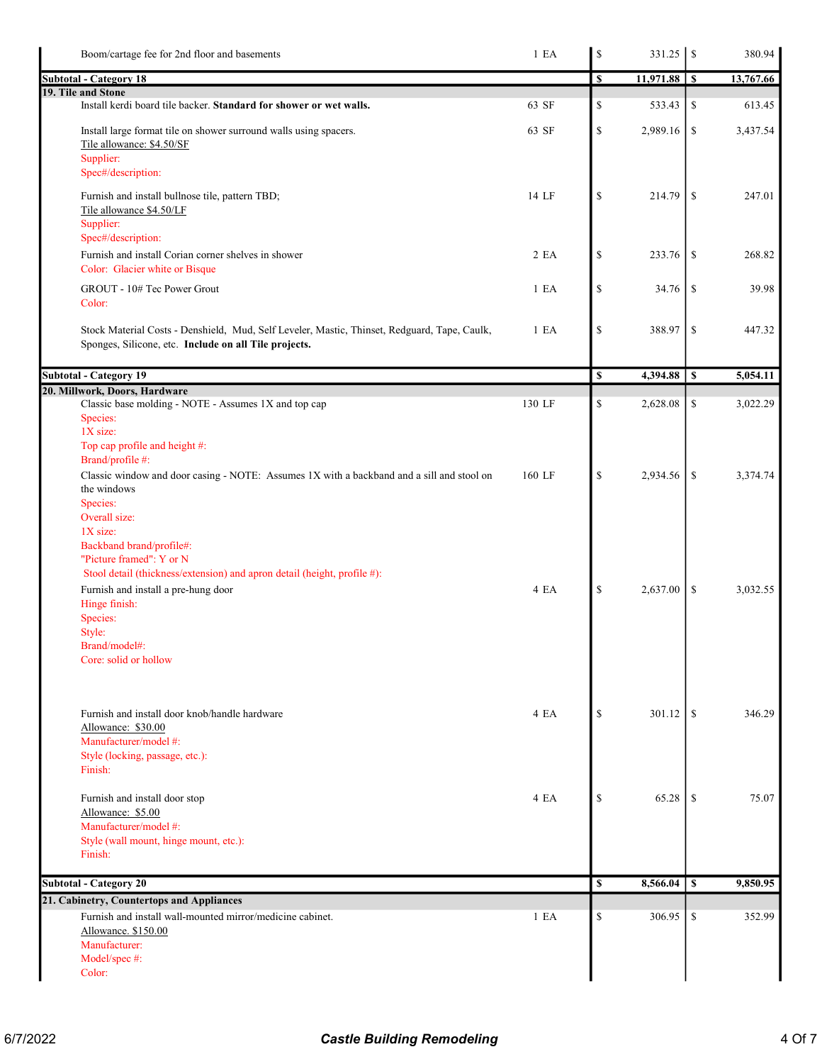| Description | Qty | | Cost | | Price |
|---|---|---|---|---|---|
| Boom/cartage fee for 2nd floor and basements | 1 EA | $ | 331.25 | $ | 380.94 |
| **Subtotal - Category 18** | | **$** | **11,971.88** | **$** | **13,767.66** |
| **19. Tile and Stone** | | | | | |
| Install kerdi board tile backer. **Standard for shower or wet walls.** | 63 SF | $ | 533.43 | $ | 613.45 |
| Install large format tile on shower surround walls using spacers.<br>Tile allowance: $4.50/SF<br>Supplier:<br>Spec#/description: | 63 SF | $ | 2,989.16 | $ | 3,437.54 |
| Furnish and install bullnose tile, pattern TBD;<br>Tile allowance $4.50/LF<br>Supplier:<br>Spec#/description: | 14 LF | $ | 214.79 | $ | 247.01 |
| Furnish and install Corian corner shelves in shower<br>Color: Glacier white or Bisque | 2 EA | $ | 233.76 | $ | 268.82 |
| GROUT - 10# Tec Power Grout<br>Color: | 1 EA | $ | 34.76 | $ | 39.98 |
| Stock Material Costs - Denshield, Mud, Self Leveler, Mastic, Thinset, Redguard, Tape, Caulk, Sponges, Silicone, etc. **Include on all Tile projects.** | 1 EA | $ | 388.97 | $ | 447.32 |
| **Subtotal - Category 19** | | **$** | **4,394.88** | **$** | **5,054.11** |
| **20. Millwork, Doors, Hardware** | | | | | |
| Classic base molding - NOTE - Assumes 1X and top cap<br>Species:<br>1X size:<br>Top cap profile and height #:<br>Brand/profile #: | 130 LF | $ | 2,628.08 | $ | 3,022.29 |
| Classic window and door casing - NOTE: Assumes 1X with a backband and a sill and stool on the windows<br>Species:<br>Overall size:<br>1X size:<br>Backband brand/profile#:<br>"Picture framed": Y or N<br>Stool detail (thickness/extension) and apron detail (height, profile #): | 160 LF | $ | 2,934.56 | $ | 3,374.74 |
| Furnish and install a pre-hung door<br>Hinge finish:<br>Species:<br>Style:<br>Brand/model#:<br>Core: solid or hollow | 4 EA | $ | 2,637.00 | $ | 3,032.55 |
| Furnish and install door knob/handle hardware<br>Allowance: $30.00<br>Manufacturer/model #:<br>Style (locking, passage, etc.):<br>Finish: | 4 EA | $ | 301.12 | $ | 346.29 |
| Furnish and install door stop<br>Allowance: $5.00<br>Manufacturer/model #:<br>Style (wall mount, hinge mount, etc.):<br>Finish: | 4 EA | $ | 65.28 | $ | 75.07 |
| **Subtotal - Category 20** | | **$** | **8,566.04** | **$** | **9,850.95** |
| **21. Cabinetry, Countertops and Appliances** | | | | | |
| Furnish and install wall-mounted mirror/medicine cabinet.<br>Allowance. $150.00<br>Manufacturer:<br>Model/spec #:<br>Color: | 1 EA | $ | 306.95 | $ | 352.99 |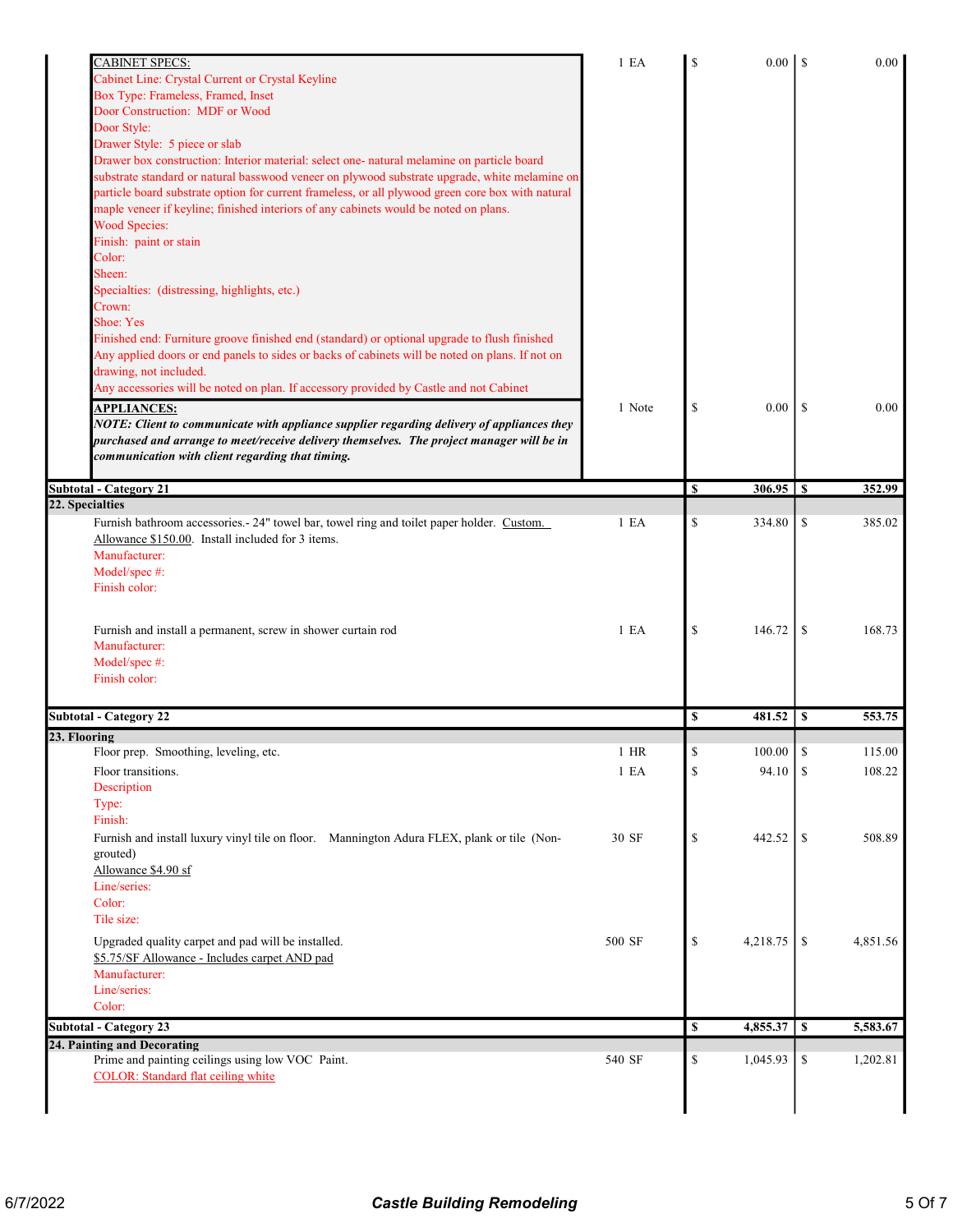| Description | Qty | Cost | Price |
|---|---|---|---|
| CABINET SPECS:<br>Cabinet Line: Crystal Current or Crystal Keyline<br>Box Type: Frameless, Framed, Inset<br>Door Construction: MDF or Wood<br>Door Style:<br>Drawer Style: 5 piece or slab<br>Drawer box construction: Interior material: select one- natural melamine on particle board substrate standard or natural basswood veneer on plywood substrate upgrade, white melamine on particle board substrate option for current frameless, or all plywood green core box with natural maple veneer if keyline; finished interiors of any cabinets would be noted on plans.<br>Wood Species:<br>Finish: paint or stain<br>Color:<br>Sheen:<br>Specialties: (distressing, highlights, etc.)<br>Crown:<br>Shoe: Yes<br>Finished end: Furniture groove finished end (standard) or optional upgrade to flush finished<br>Any applied doors or end panels to sides or backs of cabinets will be noted on plans. If not on drawing, not included.<br>Any accessories will be noted on plan. If accessory provided by Castle and not Cabinet | 1 EA | $ 0.00 | $ 0.00 |
| **APPLIANCES:**<br>***NOTE: Client to communicate with appliance supplier regarding delivery of appliances they purchased and arrange to meet/receive delivery themselves. The project manager will be in communication with client regarding that timing.*** | 1 Note | $ 0.00 | $ 0.00 |
| **Subtotal - Category 21** | | **$ 306.95** | **$ 352.99** |
| **22. Specialties** | | | |
| Furnish bathroom accessories.- 24" towel bar, towel ring and toilet paper holder. Custom. Allowance $150.00. Install included for 3 items.<br>Manufacturer:<br>Model/spec #:<br>Finish color: | 1 EA | $ 334.80 | $ 385.02 |
| Furnish and install a permanent, screw in shower curtain rod<br>Manufacturer:<br>Model/spec #:<br>Finish color: | 1 EA | $ 146.72 | $ 168.73 |
| **Subtotal - Category 22** | | **$ 481.52** | **$ 553.75** |
| **23. Flooring** | | | |
| Floor prep. Smoothing, leveling, etc. | 1 HR | $ 100.00 | $ 115.00 |
| Floor transitions.<br>Description<br>Type:<br>Finish: | 1 EA | $ 94.10 | $ 108.22 |
| Furnish and install luxury vinyl tile on floor. Mannington Adura FLEX, plank or tile (Non-grouted)<br>Allowance $4.90 sf<br>Line/series:<br>Color:<br>Tile size: | 30 SF | $ 442.52 | $ 508.89 |
| Upgraded quality carpet and pad will be installed.<br>$5.75/SF Allowance - Includes carpet AND pad<br>Manufacturer:<br>Line/series:<br>Color: | 500 SF | $ 4,218.75 | $ 4,851.56 |
| **Subtotal - Category 23** | | **$ 4,855.37** | **$ 5,583.67** |
| **24. Painting and Decorating** | | | |
| Prime and painting ceilings using low VOC Paint.<br>COLOR: Standard flat ceiling white | 540 SF | $ 1,045.93 | $ 1,202.81 |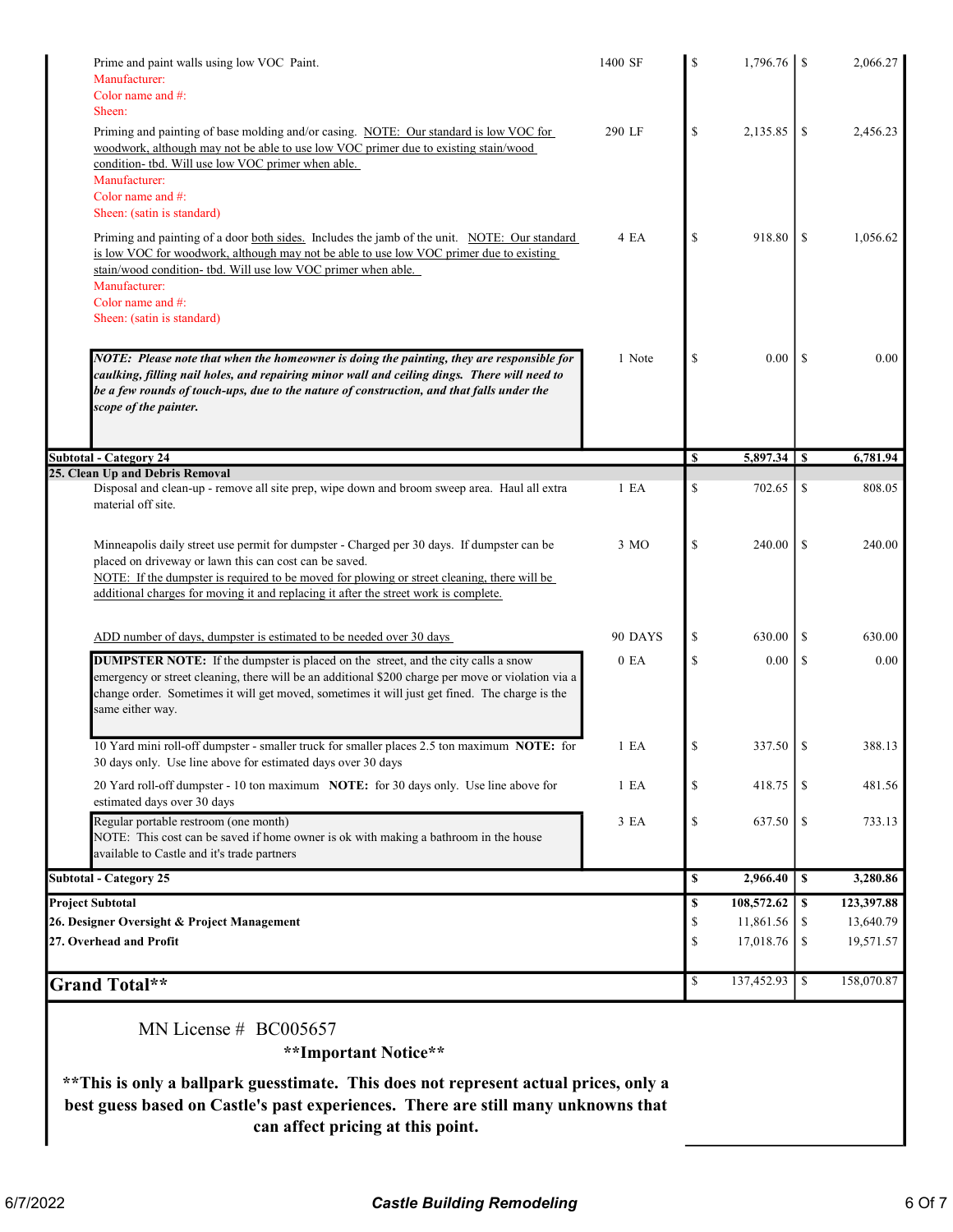| Description | Qty | Cost | Price |
|---|---|---|---|
| Prime and paint walls using low VOC Paint.<br>Manufacturer:<br>Color name and #:<br>Sheen: | 1400 SF | $ 1,796.76 | $ 2,066.27 |
| Priming and painting of base molding and/or casing. NOTE: Our standard is low VOC for woodwork, although may not be able to use low VOC primer due to existing stain/wood condition- tbd. Will use low VOC primer when able.<br>Manufacturer:<br>Color name and #:<br>Sheen: (satin is standard) | 290 LF | $ 2,135.85 | $ 2,456.23 |
| Priming and painting of a door both sides. Includes the jamb of the unit. NOTE: Our standard is low VOC for woodwork, although may not be able to use low VOC primer due to existing stain/wood condition- tbd. Will use low VOC primer when able.<br>Manufacturer:<br>Color name and #:<br>Sheen: (satin is standard) | 4 EA | $ 918.80 | $ 1,056.62 |
| ***NOTE: Please note that when the homeowner is doing the painting, they are responsible for caulking, filling nail holes, and repairing minor wall and ceiling dings. There will need to be a few rounds of touch-ups, due to the nature of construction, and that falls under the scope of the painter.*** | 1 Note | $ 0.00 | $ 0.00 |
| **Subtotal - Category 24** | | **$ 5,897.34** | **$ 6,781.94** |
| **25. Clean Up and Debris Removal** | | | |
| Disposal and clean-up - remove all site prep, wipe down and broom sweep area. Haul all extra material off site. | 1 EA | $ 702.65 | $ 808.05 |
| Minneapolis daily street use permit for dumpster - Charged per 30 days. If dumpster can be placed on driveway or lawn this can cost can be saved.<br>NOTE: If the dumpster is required to be moved for plowing or street cleaning, there will be additional charges for moving it and replacing it after the street work is complete. | 3 MO | $ 240.00 | $ 240.00 |
| ADD number of days, dumpster is estimated to be needed over 30 days | 90 DAYS | $ 630.00 | $ 630.00 |
| **DUMPSTER NOTE:** If the dumpster is placed on the street, and the city calls a snow emergency or street cleaning, there will be an additional $200 charge per move or violation via a change order. Sometimes it will get moved, sometimes it will just get fined. The charge is the same either way. | 0 EA | $ 0.00 | $ 0.00 |
| 10 Yard mini roll-off dumpster - smaller truck for smaller places 2.5 ton maximum **NOTE:** for 30 days only. Use line above for estimated days over 30 days | 1 EA | $ 337.50 | $ 388.13 |
| 20 Yard roll-off dumpster - 10 ton maximum **NOTE:** for 30 days only. Use line above for estimated days over 30 days | 1 EA | $ 418.75 | $ 481.56 |
| Regular portable restroom (one month)<br>NOTE: This cost can be saved if home owner is ok with making a bathroom in the house available to Castle and it's trade partners | 3 EA | $ 637.50 | $ 733.13 |
| **Subtotal - Category 25** | | **$ 2,966.40** | **$ 3,280.86** |
| **Project Subtotal** | | **$ 108,572.62** | **$ 123,397.88** |
| **26. Designer Oversight & Project Management** | | $ 11,861.56 | $ 13,640.79 |
| **27. Overhead and Profit** | | $ 17,018.76 | $ 19,571.57 |
| **Grand Total**** | | $ 137,452.93 | $ 158,070.87 |

MN License # BC005657

**\*\*Important Notice\*\***

**\*\*This is only a ballpark guesstimate. This does not represent actual prices, only a best guess based on Castle's past experiences. There are still many unknowns that can affect pricing at this point.**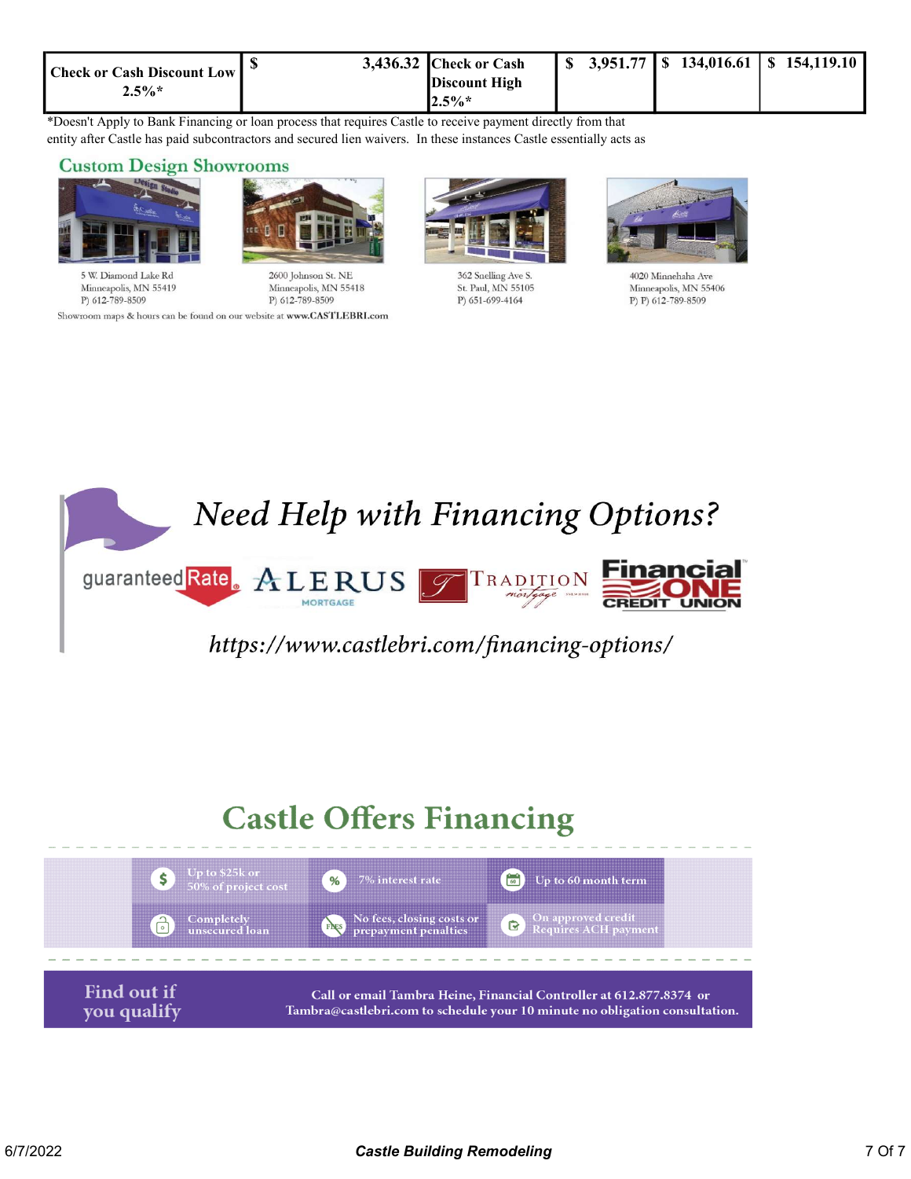| | | | | | |
|---|---|---|---|---|---|
| **Check or Cash Discount Low 2.5%*** | **$ 3,436.32** | **Check or Cash Discount High 2.5%*** | **$ 3,951.77** | **$ 134,016.61** | **$ 154,119.10** |

*Doesn't Apply to Bank Financing or loan process that requires Castle to receive payment directly from that entity after Castle has paid subcontractors and secured lien waivers. In these instances Castle essentially acts as

## Custom Design Showrooms

5 W. Diamond Lake Rd
Minneapolis, MN 55419
P) 612-789-8509

2600 Johnson St. NE
Minneapolis, MN 55418
P) 612-789-8509

362 Snelling Ave S.
St. Paul, MN 55105
P) 651-699-4164

4020 Minnehaha Ave
Minneapolis, MN 55406
P) P) 612-789-8509

Showroom maps & hours can be found on our website at **www.CASTLEBRI.com**

## *Need Help with Financing Options?*

guaranteed Rate. ALERUS MORTGAGE TRADITION mortgage Financial ONE CREDIT UNION

*https://www.castlebri.com/financing-options/*

## Castle Offers Financing

- Up to $25k or 50% of project cost
- 7% interest rate
- Up to 60 month term
- Completely unsecured loan
- No fees, closing costs or prepayment penalties
- On approved credit Requires ACH payment

**Find out if you qualify**

**Call or email Tambra Heine, Financial Controller at 612.877.8374 or Tambra@castlebri.com to schedule your 10 minute no obligation consultation.**